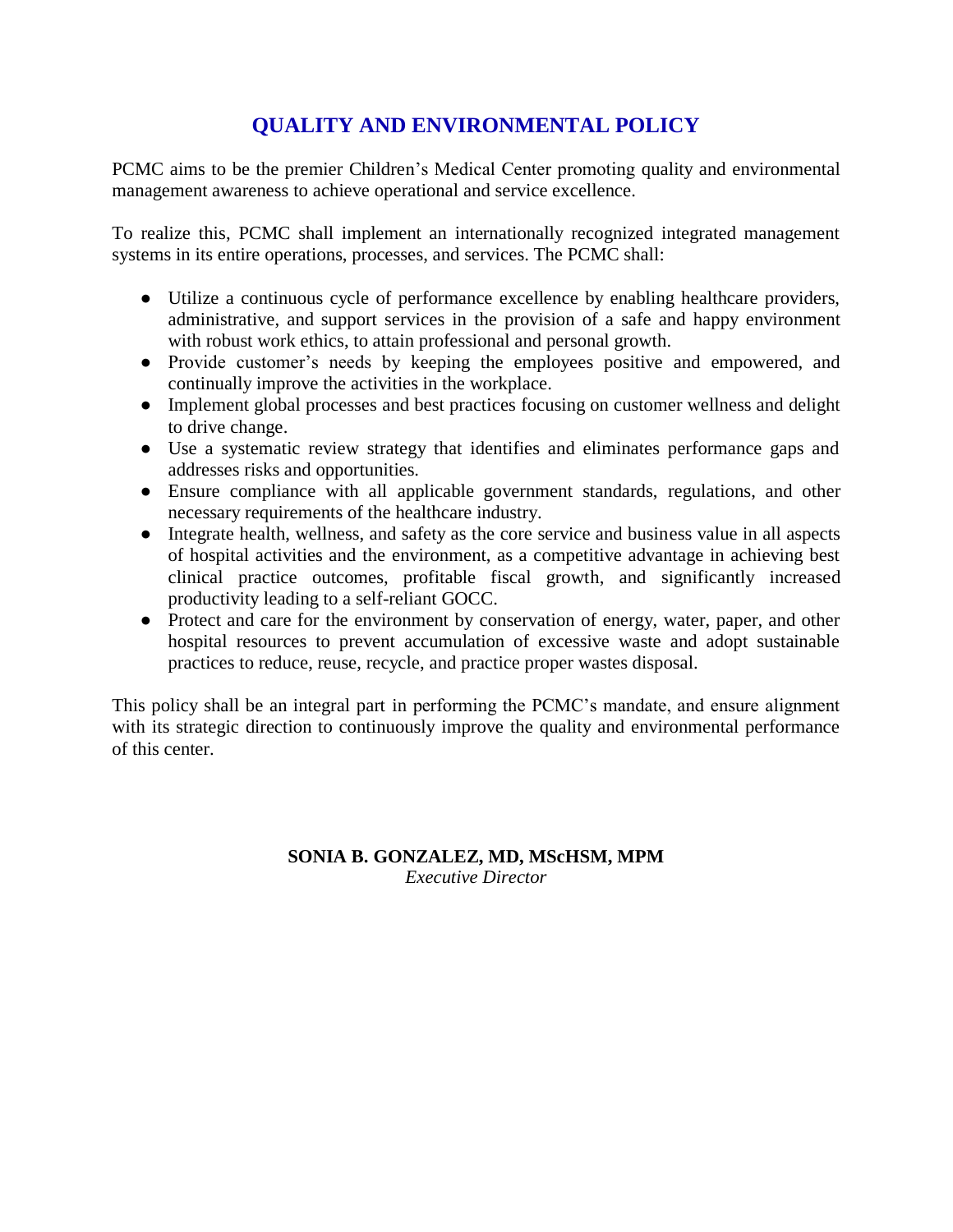# QUALITY AND ENVIRONMENTAL POLICY

PCMC aims to be the premier Children's Medical Center promoting quality and environmental management awareness to achieve operational and service excellence.

To realize this, PCMC shall implement an internationally recognized integrated management systems in its entire operations, processes, and services. The PCMC shall:

- Utilize a continuous cycle of performance excellence by enabling healthcare providers, administrative, and support services in the provision of a safe and happy environment with robust work ethics, to attain professional and personal growth.
- Provide customer's needs by keeping the employees positive and empowered, and continually improve the activities in the workplace.
- Implement global processes and best practices focusing on customer wellness and delight to drive change.
- Use a systematic review strategy that identifies and eliminates performance gaps and addresses risks and opportunities.
- Ensure compliance with all applicable government standards, regulations, and other necessary requirements of the healthcare industry.
- Integrate health, wellness, and safety as the core service and business value in all aspects of hospital activities and the environment, as a competitive advantage in achieving best clinical practice outcomes, profitable fiscal growth, and significantly increased productivity leading to a self-reliant GOCC.
- Protect and care for the environment by conservation of energy, water, paper, and other hospital resources to prevent accumulation of excessive waste and adopt sustainable practices to reduce, reuse, recycle, and practice proper wastes disposal.

This policy shall be an integral part in performing the PCMC's mandate, and ensure alignment with its strategic direction to continuously improve the quality and environmental performance of this center.

**SONIA B. GONZALEZ, MD, MScHSM, MPM**
*Executive Director*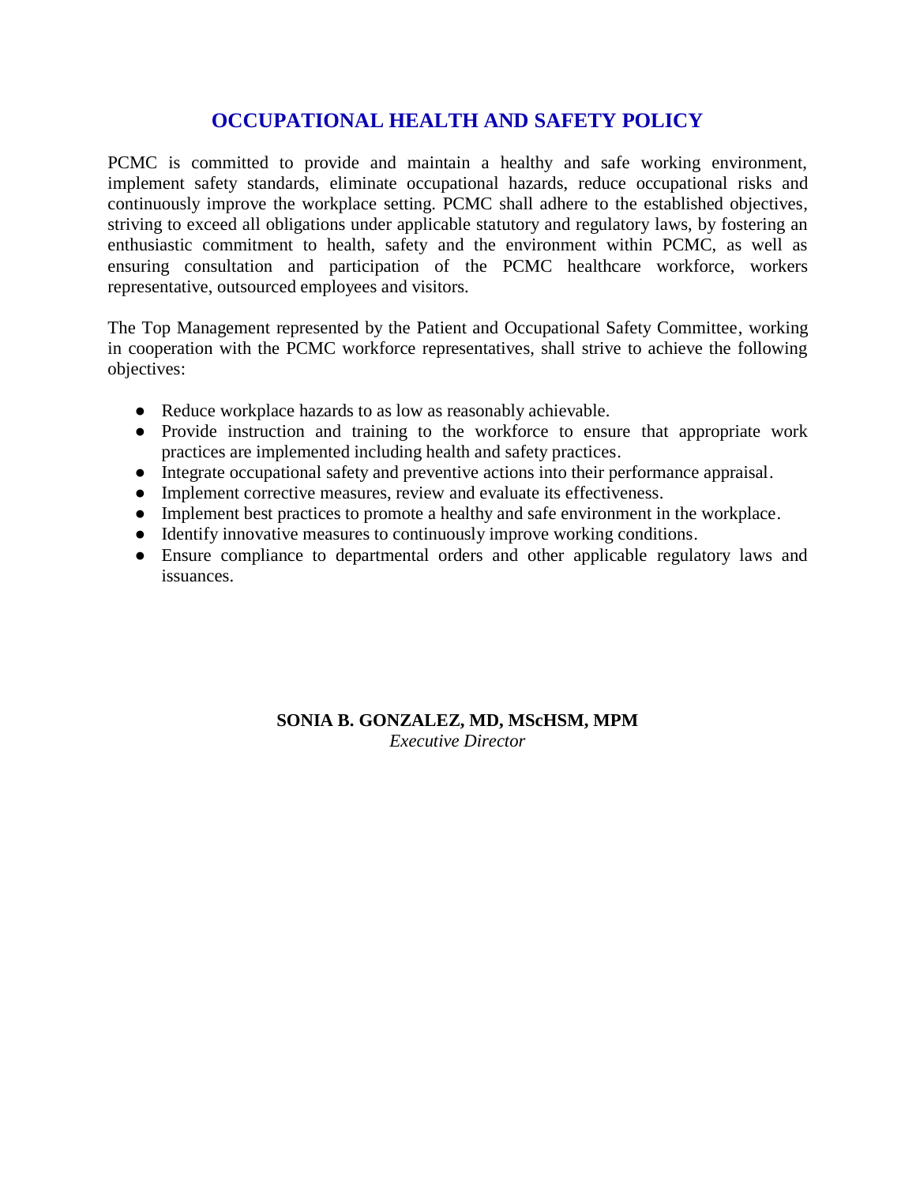# OCCUPATIONAL HEALTH AND SAFETY POLICY

PCMC is committed to provide and maintain a healthy and safe working environment, implement safety standards, eliminate occupational hazards, reduce occupational risks and continuously improve the workplace setting. PCMC shall adhere to the established objectives, striving to exceed all obligations under applicable statutory and regulatory laws, by fostering an enthusiastic commitment to health, safety and the environment within PCMC, as well as ensuring consultation and participation of the PCMC healthcare workforce, workers representative, outsourced employees and visitors.

The Top Management represented by the Patient and Occupational Safety Committee, working in cooperation with the PCMC workforce representatives, shall strive to achieve the following objectives:

- Reduce workplace hazards to as low as reasonably achievable.
- Provide instruction and training to the workforce to ensure that appropriate work practices are implemented including health and safety practices.
- Integrate occupational safety and preventive actions into their performance appraisal.
- Implement corrective measures, review and evaluate its effectiveness.
- Implement best practices to promote a healthy and safe environment in the workplace.
- Identify innovative measures to continuously improve working conditions.
- Ensure compliance to departmental orders and other applicable regulatory laws and issuances.

**SONIA B. GONZALEZ, MD, MScHSM, MPM**
*Executive Director*